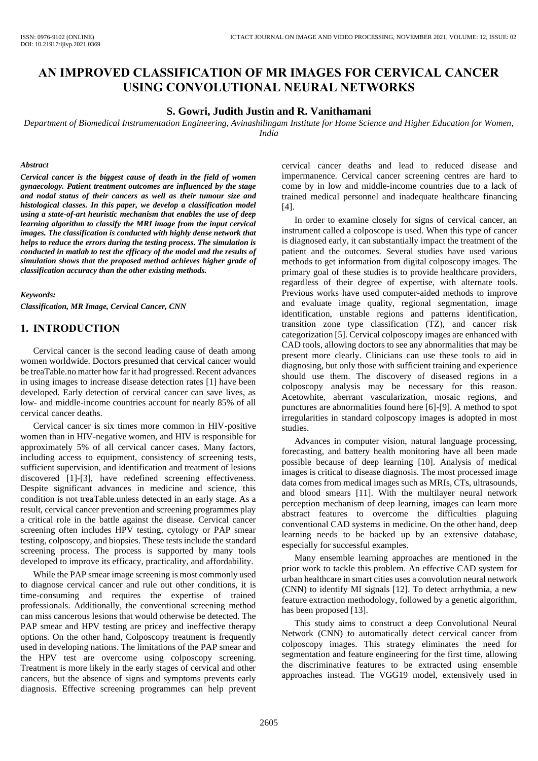# AN IMPROVED CLASSIFICATION OF MR IMAGES FOR CERVICAL CANCER USING CONVOLUTIONAL NEURAL NETWORKS

**S. Gowri, Judith Justin and R. Vanithamani**

*Department of Biomedical Instrumentation Engineering, Avinashilingam Institute for Home Science and Higher Education for Women, India*

### *Abstract*

***Cervical cancer is the biggest cause of death in the field of women gynaecology. Patient treatment outcomes are influenced by the stage and nodal status of their cancers as well as their tumour size and histological classes. In this paper, we develop a classification model using a state-of-art heuristic mechanism that enables the use of deep learning algorithm to classify the MRI image from the input cervical images. The classification is conducted with highly dense network that helps to reduce the errors during the testing process. The simulation is conducted in matlab to test the efficacy of the model and the results of simulation shows that the proposed method achieves higher grade of classification accuracy than the other existing methods.***

### *Keywords:*

***Classification, MR Image, Cervical Cancer, CNN***

## 1. INTRODUCTION

Cervical cancer is the second leading cause of death among women worldwide. Doctors presumed that cervical cancer would be treaTable.no matter how far it had progressed. Recent advances in using images to increase disease detection rates [1] have been developed. Early detection of cervical cancer can save lives, as low- and middle-income countries account for nearly 85% of all cervical cancer deaths.

Cervical cancer is six times more common in HIV-positive women than in HIV-negative women, and HIV is responsible for approximately 5% of all cervical cancer cases. Many factors, including access to equipment, consistency of screening tests, sufficient supervision, and identification and treatment of lesions discovered [1]-[3], have redefined screening effectiveness. Despite significant advances in medicine and science, this condition is not treaTable.unless detected in an early stage. As a result, cervical cancer prevention and screening programmes play a critical role in the battle against the disease. Cervical cancer screening often includes HPV testing, cytology or PAP smear testing, colposcopy, and biopsies. These tests include the standard screening process. The process is supported by many tools developed to improve its efficacy, practicality, and affordability.

While the PAP smear image screening is most commonly used to diagnose cervical cancer and rule out other conditions, it is time-consuming and requires the expertise of trained professionals. Additionally, the conventional screening method can miss cancerous lesions that would otherwise be detected. The PAP smear and HPV testing are pricey and ineffective therapy options. On the other hand, Colposcopy treatment is frequently used in developing nations. The limitations of the PAP smear and the HPV test are overcome using colposcopy screening. Treatment is more likely in the early stages of cervical and other cancers, but the absence of signs and symptoms prevents early diagnosis. Effective screening programmes can help prevent cervical cancer deaths and lead to reduced disease and impermanence. Cervical cancer screening centres are hard to come by in low and middle-income countries due to a lack of trained medical personnel and inadequate healthcare financing [4].

In order to examine closely for signs of cervical cancer, an instrument called a colposcope is used. When this type of cancer is diagnosed early, it can substantially impact the treatment of the patient and the outcomes. Several studies have used various methods to get information from digital colposcopy images. The primary goal of these studies is to provide healthcare providers, regardless of their degree of expertise, with alternate tools. Previous works have used computer-aided methods to improve and evaluate image quality, regional segmentation, image identification, unstable regions and patterns identification, transition zone type classification (TZ), and cancer risk categorization [5]. Cervical colposcopy images are enhanced with CAD tools, allowing doctors to see any abnormalities that may be present more clearly. Clinicians can use these tools to aid in diagnosing, but only those with sufficient training and experience should use them. The discovery of diseased regions in a colposcopy analysis may be necessary for this reason. Acetowhite, aberrant vascularization, mosaic regions, and punctures are abnormalities found here [6]-[9]. A method to spot irregularities in standard colposcopy images is adopted in most studies.

Advances in computer vision, natural language processing, forecasting, and battery health monitoring have all been made possible because of deep learning [10]. Analysis of medical images is critical to disease diagnosis. The most processed image data comes from medical images such as MRIs, CTs, ultrasounds, and blood smears [11]. With the multilayer neural network perception mechanism of deep learning, images can learn more abstract features to overcome the difficulties plaguing conventional CAD systems in medicine. On the other hand, deep learning needs to be backed up by an extensive database, especially for successful examples.

Many ensemble learning approaches are mentioned in the prior work to tackle this problem. An effective CAD system for urban healthcare in smart cities uses a convolution neural network (CNN) to identify MI signals [12]. To detect arrhythmia, a new feature extraction methodology, followed by a genetic algorithm, has been proposed [13].

This study aims to construct a deep Convolutional Neural Network (CNN) to automatically detect cervical cancer from colposcopy images. This strategy eliminates the need for segmentation and feature engineering for the first time, allowing the discriminative features to be extracted using ensemble approaches instead. The VGG19 model, extensively used in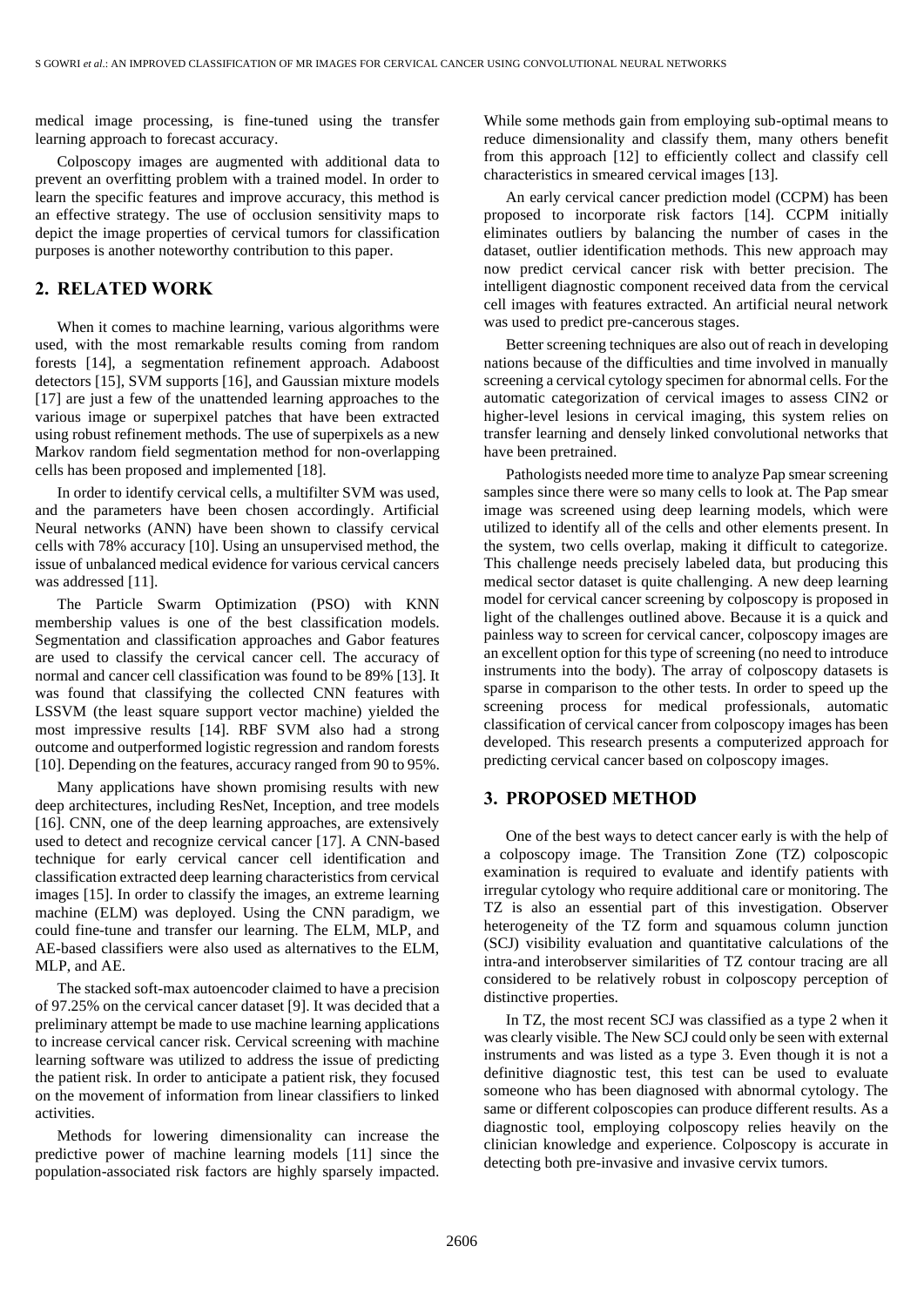medical image processing, is fine-tuned using the transfer learning approach to forecast accuracy.

Colposcopy images are augmented with additional data to prevent an overfitting problem with a trained model. In order to learn the specific features and improve accuracy, this method is an effective strategy. The use of occlusion sensitivity maps to depict the image properties of cervical tumors for classification purposes is another noteworthy contribution to this paper.

## 2. RELATED WORK

When it comes to machine learning, various algorithms were used, with the most remarkable results coming from random forests [14], a segmentation refinement approach. Adaboost detectors [15], SVM supports [16], and Gaussian mixture models [17] are just a few of the unattended learning approaches to the various image or superpixel patches that have been extracted using robust refinement methods. The use of superpixels as a new Markov random field segmentation method for non-overlapping cells has been proposed and implemented [18].

In order to identify cervical cells, a multifilter SVM was used, and the parameters have been chosen accordingly. Artificial Neural networks (ANN) have been shown to classify cervical cells with 78% accuracy [10]. Using an unsupervised method, the issue of unbalanced medical evidence for various cervical cancers was addressed [11].

The Particle Swarm Optimization (PSO) with KNN membership values is one of the best classification models. Segmentation and classification approaches and Gabor features are used to classify the cervical cancer cell. The accuracy of normal and cancer cell classification was found to be 89% [13]. It was found that classifying the collected CNN features with LSSVM (the least square support vector machine) yielded the most impressive results [14]. RBF SVM also had a strong outcome and outperformed logistic regression and random forests [10]. Depending on the features, accuracy ranged from 90 to 95%.

Many applications have shown promising results with new deep architectures, including ResNet, Inception, and tree models [16]. CNN, one of the deep learning approaches, are extensively used to detect and recognize cervical cancer [17]. A CNN-based technique for early cervical cancer cell identification and classification extracted deep learning characteristics from cervical images [15]. In order to classify the images, an extreme learning machine (ELM) was deployed. Using the CNN paradigm, we could fine-tune and transfer our learning. The ELM, MLP, and AE-based classifiers were also used as alternatives to the ELM, MLP, and AE.

The stacked soft-max autoencoder claimed to have a precision of 97.25% on the cervical cancer dataset [9]. It was decided that a preliminary attempt be made to use machine learning applications to increase cervical cancer risk. Cervical screening with machine learning software was utilized to address the issue of predicting the patient risk. In order to anticipate a patient risk, they focused on the movement of information from linear classifiers to linked activities.

Methods for lowering dimensionality can increase the predictive power of machine learning models [11] since the population-associated risk factors are highly sparsely impacted. While some methods gain from employing sub-optimal means to reduce dimensionality and classify them, many others benefit from this approach [12] to efficiently collect and classify cell characteristics in smeared cervical images [13].

An early cervical cancer prediction model (CCPM) has been proposed to incorporate risk factors [14]. CCPM initially eliminates outliers by balancing the number of cases in the dataset, outlier identification methods. This new approach may now predict cervical cancer risk with better precision. The intelligent diagnostic component received data from the cervical cell images with features extracted. An artificial neural network was used to predict pre-cancerous stages.

Better screening techniques are also out of reach in developing nations because of the difficulties and time involved in manually screening a cervical cytology specimen for abnormal cells. For the automatic categorization of cervical images to assess CIN2 or higher-level lesions in cervical imaging, this system relies on transfer learning and densely linked convolutional networks that have been pretrained.

Pathologists needed more time to analyze Pap smear screening samples since there were so many cells to look at. The Pap smear image was screened using deep learning models, which were utilized to identify all of the cells and other elements present. In the system, two cells overlap, making it difficult to categorize. This challenge needs precisely labeled data, but producing this medical sector dataset is quite challenging. A new deep learning model for cervical cancer screening by colposcopy is proposed in light of the challenges outlined above. Because it is a quick and painless way to screen for cervical cancer, colposcopy images are an excellent option for this type of screening (no need to introduce instruments into the body). The array of colposcopy datasets is sparse in comparison to the other tests. In order to speed up the screening process for medical professionals, automatic classification of cervical cancer from colposcopy images has been developed. This research presents a computerized approach for predicting cervical cancer based on colposcopy images.

## 3. PROPOSED METHOD

One of the best ways to detect cancer early is with the help of a colposcopy image. The Transition Zone (TZ) colposcopic examination is required to evaluate and identify patients with irregular cytology who require additional care or monitoring. The TZ is also an essential part of this investigation. Observer heterogeneity of the TZ form and squamous column junction (SCJ) visibility evaluation and quantitative calculations of the intra-and interobserver similarities of TZ contour tracing are all considered to be relatively robust in colposcopy perception of distinctive properties.

In TZ, the most recent SCJ was classified as a type 2 when it was clearly visible. The New SCJ could only be seen with external instruments and was listed as a type 3. Even though it is not a definitive diagnostic test, this test can be used to evaluate someone who has been diagnosed with abnormal cytology. The same or different colposcopies can produce different results. As a diagnostic tool, employing colposcopy relies heavily on the clinician knowledge and experience. Colposcopy is accurate in detecting both pre-invasive and invasive cervix tumors.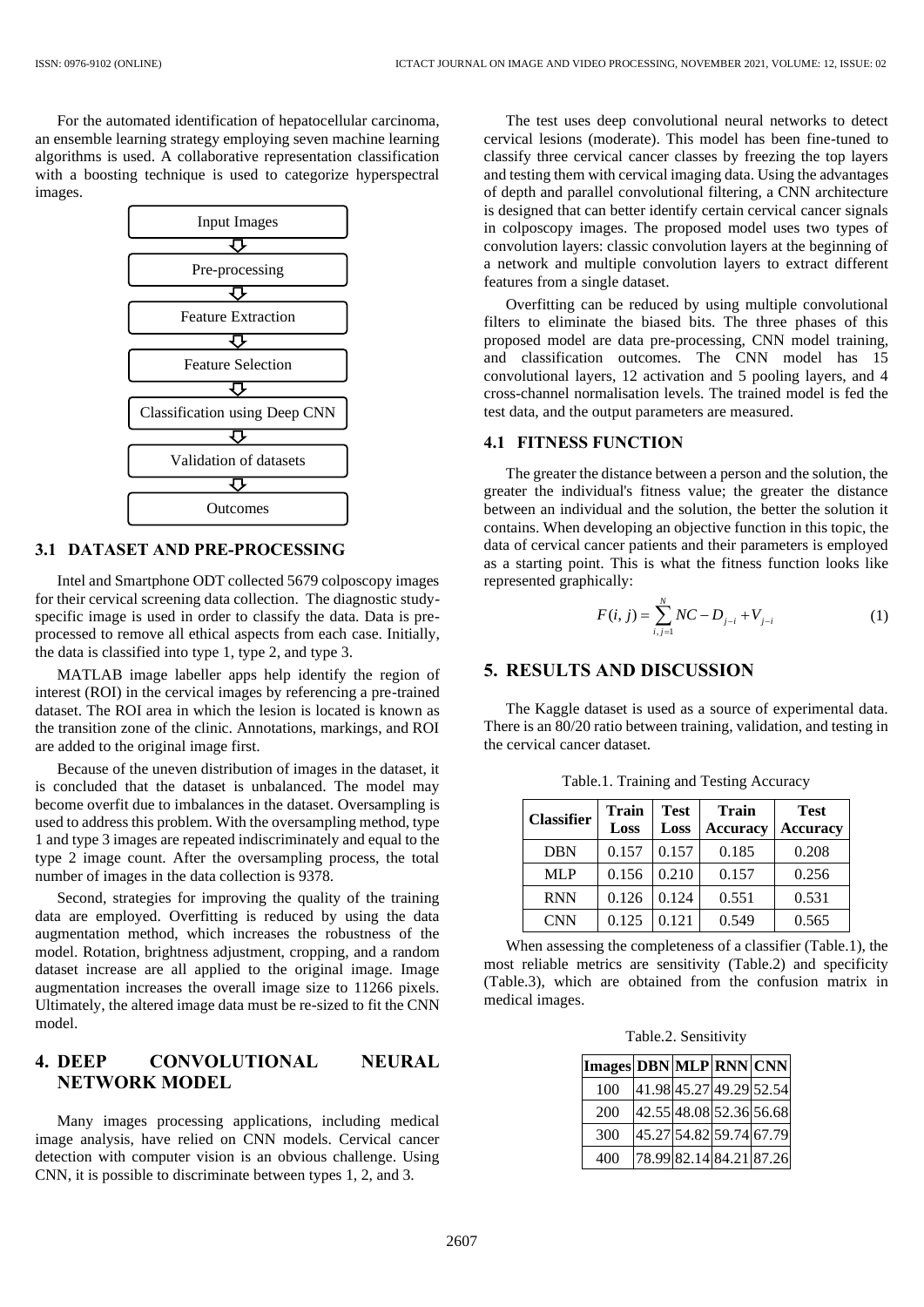For the automated identification of hepatocellular carcinoma, an ensemble learning strategy employing seven machine learning algorithms is used. A collaborative representation classification with a boosting technique is used to categorize hyperspectral images.

Input Images
↓
Pre-processing
↓
Feature Extraction
↓
Feature Selection
↓
Classification using Deep CNN
↓
Validation of datasets
↓
Outcomes

### 3.1 DATASET AND PRE-PROCESSING

Intel and Smartphone ODT collected 5679 colposcopy images for their cervical screening data collection. The diagnostic study-specific image is used in order to classify the data. Data is pre-processed to remove all ethical aspects from each case. Initially, the data is classified into type 1, type 2, and type 3.

MATLAB image labeller apps help identify the region of interest (ROI) in the cervical images by referencing a pre-trained dataset. The ROI area in which the lesion is located is known as the transition zone of the clinic. Annotations, markings, and ROI are added to the original image first.

Because of the uneven distribution of images in the dataset, it is concluded that the dataset is unbalanced. The model may become overfit due to imbalances in the dataset. Oversampling is used to address this problem. With the oversampling method, type 1 and type 3 images are repeated indiscriminately and equal to the type 2 image count. After the oversampling process, the total number of images in the data collection is 9378.

Second, strategies for improving the quality of the training data are employed. Overfitting is reduced by using the data augmentation method, which increases the robustness of the model. Rotation, brightness adjustment, cropping, and a random dataset increase are all applied to the original image. Image augmentation increases the overall image size to 11266 pixels. Ultimately, the altered image data must be re-sized to fit the CNN model.

## 4. DEEP CONVOLUTIONAL NEURAL NETWORK MODEL

Many images processing applications, including medical image analysis, have relied on CNN models. Cervical cancer detection with computer vision is an obvious challenge. Using CNN, it is possible to discriminate between types 1, 2, and 3.

The test uses deep convolutional neural networks to detect cervical lesions (moderate). This model has been fine-tuned to classify three cervical cancer classes by freezing the top layers and testing them with cervical imaging data. Using the advantages of depth and parallel convolutional filtering, a CNN architecture is designed that can better identify certain cervical cancer signals in colposcopy images. The proposed model uses two types of convolution layers: classic convolution layers at the beginning of a network and multiple convolution layers to extract different features from a single dataset.

Overfitting can be reduced by using multiple convolutional filters to eliminate the biased bits. The three phases of this proposed model are data pre-processing, CNN model training, and classification outcomes. The CNN model has 15 convolutional layers, 12 activation and 5 pooling layers, and 4 cross-channel normalisation levels. The trained model is fed the test data, and the output parameters are measured.

### 4.1 FITNESS FUNCTION

The greater the distance between a person and the solution, the greater the individual's fitness value; the greater the distance between an individual and the solution, the better the solution it contains. When developing an objective function in this topic, the data of cervical cancer patients and their parameters is employed as a starting point. This is what the fitness function looks like represented graphically:

$$F(i, j) = \sum_{i,j=1}^{N} NC - D_{j-i} + V_{j-i} \tag{1}$$

## 5. RESULTS AND DISCUSSION

The Kaggle dataset is used as a source of experimental data. There is an 80/20 ratio between training, validation, and testing in the cervical cancer dataset.

Table.1. Training and Testing Accuracy

| Classifier | Train Loss | Test Loss | Train Accuracy | Test Accuracy |
|---|---|---|---|---|
| DBN | 0.157 | 0.157 | 0.185 | 0.208 |
| MLP | 0.156 | 0.210 | 0.157 | 0.256 |
| RNN | 0.126 | 0.124 | 0.551 | 0.531 |
| CNN | 0.125 | 0.121 | 0.549 | 0.565 |

When assessing the completeness of a classifier (Table.1), the most reliable metrics are sensitivity (Table.2) and specificity (Table.3), which are obtained from the confusion matrix in medical images.

Table.2. Sensitivity

| Images | DBN | MLP | RNN | CNN |
|---|---|---|---|---|
| 100 | 41.98 | 45.27 | 49.29 | 52.54 |
| 200 | 42.55 | 48.08 | 52.36 | 56.68 |
| 300 | 45.27 | 54.82 | 59.74 | 67.79 |
| 400 | 78.99 | 82.14 | 84.21 | 87.26 |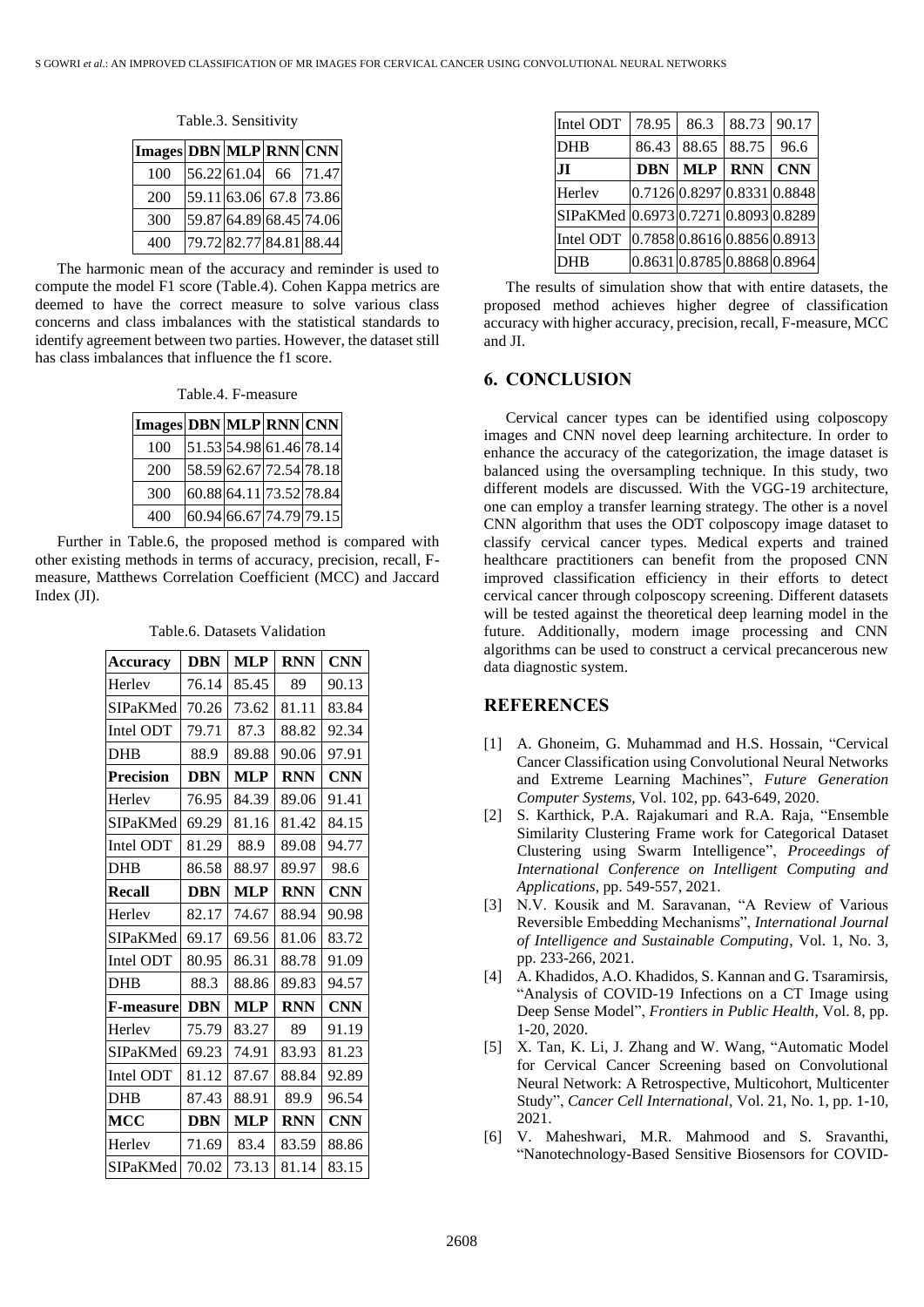Table.3. Sensitivity

| Images | DBN | MLP | RNN | CNN |
|---|---|---|---|---|
| 100 | 56.22 | 61.04 | 66 | 71.47 |
| 200 | 59.11 | 63.06 | 67.8 | 73.86 |
| 300 | 59.87 | 64.89 | 68.45 | 74.06 |
| 400 | 79.72 | 82.77 | 84.81 | 88.44 |

The harmonic mean of the accuracy and reminder is used to compute the model F1 score (Table.4). Cohen Kappa metrics are deemed to have the correct measure to solve various class concerns and class imbalances with the statistical standards to identify agreement between two parties. However, the dataset still has class imbalances that influence the f1 score.

Table.4. F-measure

| Images | DBN | MLP | RNN | CNN |
|---|---|---|---|---|
| 100 | 51.53 | 54.98 | 61.46 | 78.14 |
| 200 | 58.59 | 62.67 | 72.54 | 78.18 |
| 300 | 60.88 | 64.11 | 73.52 | 78.84 |
| 400 | 60.94 | 66.67 | 74.79 | 79.15 |

Further in Table.6, the proposed method is compared with other existing methods in terms of accuracy, precision, recall, F-measure, Matthews Correlation Coefficient (MCC) and Jaccard Index (JI).

Table.6. Datasets Validation

| **Accuracy** | **DBN** | **MLP** | **RNN** | **CNN** |
|---|---|---|---|---|
| Herlev | 76.14 | 85.45 | 89 | 90.13 |
| SIPaKMed | 70.26 | 73.62 | 81.11 | 83.84 |
| Intel ODT | 79.71 | 87.3 | 88.82 | 92.34 |
| DHB | 88.9 | 89.88 | 90.06 | 97.91 |
| **Precision** | **DBN** | **MLP** | **RNN** | **CNN** |
| Herlev | 76.95 | 84.39 | 89.06 | 91.41 |
| SIPaKMed | 69.29 | 81.16 | 81.42 | 84.15 |
| Intel ODT | 81.29 | 88.9 | 89.08 | 94.77 |
| DHB | 86.58 | 88.97 | 89.97 | 98.6 |
| **Recall** | **DBN** | **MLP** | **RNN** | **CNN** |
| Herlev | 82.17 | 74.67 | 88.94 | 90.98 |
| SIPaKMed | 69.17 | 69.56 | 81.06 | 83.72 |
| Intel ODT | 80.95 | 86.31 | 88.78 | 91.09 |
| DHB | 88.3 | 88.86 | 89.83 | 94.57 |
| **F-measure** | **DBN** | **MLP** | **RNN** | **CNN** |
| Herlev | 75.79 | 83.27 | 89 | 91.19 |
| SIPaKMed | 69.23 | 74.91 | 83.93 | 81.23 |
| Intel ODT | 81.12 | 87.67 | 88.84 | 92.89 |
| DHB | 87.43 | 88.91 | 89.9 | 96.54 |
| **MCC** | **DBN** | **MLP** | **RNN** | **CNN** |
| Herlev | 71.69 | 83.4 | 83.59 | 88.86 |
| SIPaKMed | 70.02 | 73.13 | 81.14 | 83.15 |
| Intel ODT | 78.95 | 86.3 | 88.73 | 90.17 |
| DHB | 86.43 | 88.65 | 88.75 | 96.6 |
| **JI** | **DBN** | **MLP** | **RNN** | **CNN** |
| Herlev | 0.7126 | 0.8297 | 0.8331 | 0.8848 |
| SIPaKMed | 0.6973 | 0.7271 | 0.8093 | 0.8289 |
| Intel ODT | 0.7858 | 0.8616 | 0.8856 | 0.8913 |
| DHB | 0.8631 | 0.8785 | 0.8868 | 0.8964 |

The results of simulation show that with entire datasets, the proposed method achieves higher degree of classification accuracy with higher accuracy, precision, recall, F-measure, MCC and JI.

## 6. CONCLUSION

Cervical cancer types can be identified using colposcopy images and CNN novel deep learning architecture. In order to enhance the accuracy of the categorization, the image dataset is balanced using the oversampling technique. In this study, two different models are discussed. With the VGG-19 architecture, one can employ a transfer learning strategy. The other is a novel CNN algorithm that uses the ODT colposcopy image dataset to classify cervical cancer types. Medical experts and trained healthcare practitioners can benefit from the proposed CNN improved classification efficiency in their efforts to detect cervical cancer through colposcopy screening. Different datasets will be tested against the theoretical deep learning model in the future. Additionally, modern image processing and CNN algorithms can be used to construct a cervical precancerous new data diagnostic system.

## REFERENCES

[1] A. Ghoneim, G. Muhammad and H.S. Hossain, "Cervical Cancer Classification using Convolutional Neural Networks and Extreme Learning Machines", *Future Generation Computer Systems*, Vol. 102, pp. 643-649, 2020.

[2] S. Karthick, P.A. Rajakumari and R.A. Raja, "Ensemble Similarity Clustering Frame work for Categorical Dataset Clustering using Swarm Intelligence", *Proceedings of International Conference on Intelligent Computing and Applications*, pp. 549-557, 2021.

[3] N.V. Kousik and M. Saravanan, "A Review of Various Reversible Embedding Mechanisms", *International Journal of Intelligence and Sustainable Computing*, Vol. 1, No. 3, pp. 233-266, 2021.

[4] A. Khadidos, A.O. Khadidos, S. Kannan and G. Tsaramirsis, "Analysis of COVID-19 Infections on a CT Image using Deep Sense Model", *Frontiers in Public Health*, Vol. 8, pp. 1-20, 2020.

[5] X. Tan, K. Li, J. Zhang and W. Wang, "Automatic Model for Cervical Cancer Screening based on Convolutional Neural Network: A Retrospective, Multicohort, Multicenter Study", *Cancer Cell International*, Vol. 21, No. 1, pp. 1-10, 2021.

[6] V. Maheshwari, M.R. Mahmood and S. Sravanthi, "Nanotechnology-Based Sensitive Biosensors for COVID-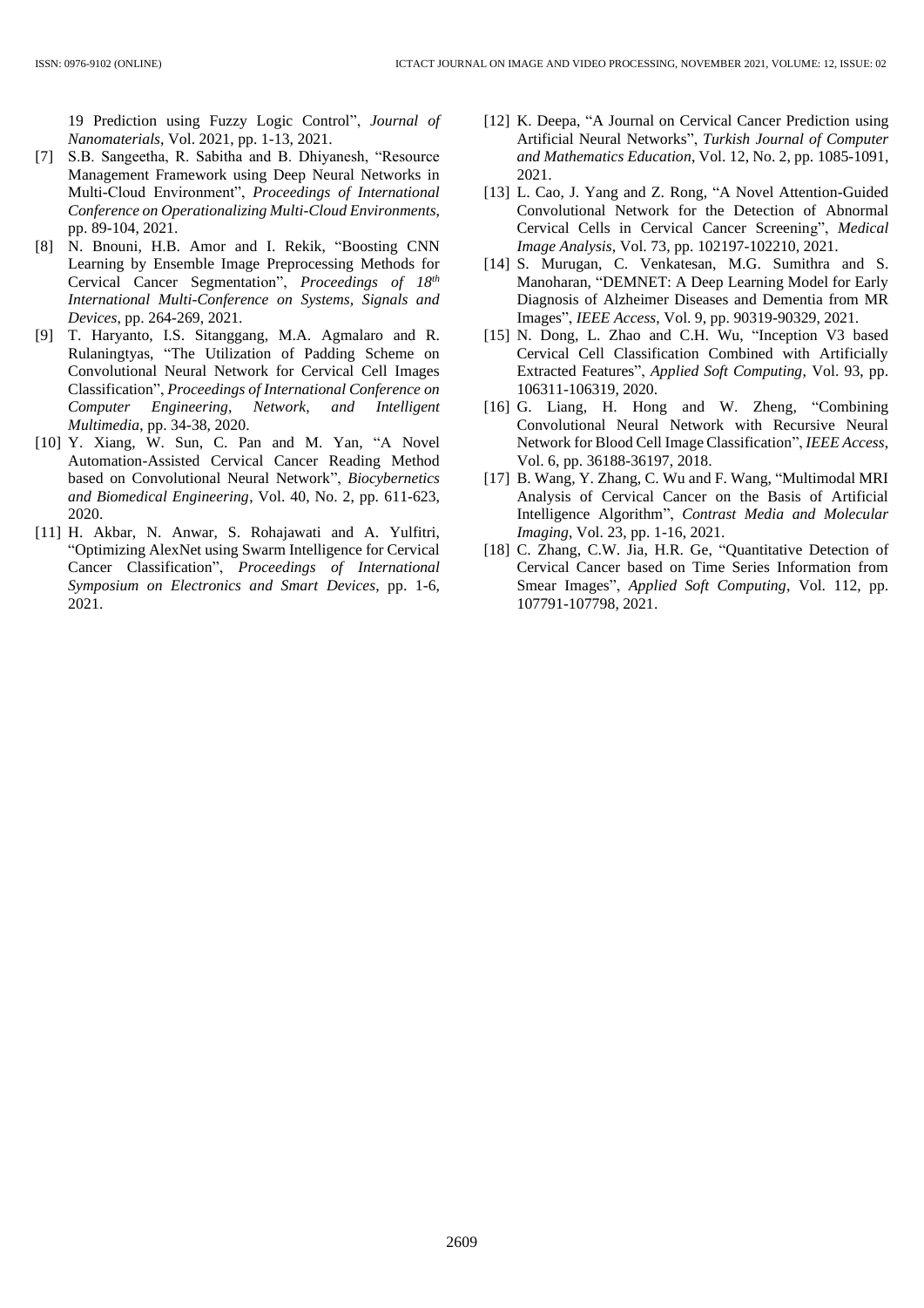19 Prediction using Fuzzy Logic Control", *Journal of Nanomaterials*, Vol. 2021, pp. 1-13, 2021.

[7] S.B. Sangeetha, R. Sabitha and B. Dhiyanesh, "Resource Management Framework using Deep Neural Networks in Multi-Cloud Environment", *Proceedings of International Conference on Operationalizing Multi-Cloud Environments*, pp. 89-104, 2021.

[8] N. Bnouni, H.B. Amor and I. Rekik, "Boosting CNN Learning by Ensemble Image Preprocessing Methods for Cervical Cancer Segmentation", *Proceedings of 18th International Multi-Conference on Systems, Signals and Devices*, pp. 264-269, 2021.

[9] T. Haryanto, I.S. Sitanggang, M.A. Agmalaro and R. Rulaningtyas, "The Utilization of Padding Scheme on Convolutional Neural Network for Cervical Cell Images Classification", *Proceedings of International Conference on Computer Engineering, Network, and Intelligent Multimedia*, pp. 34-38, 2020.

[10] Y. Xiang, W. Sun, C. Pan and M. Yan, "A Novel Automation-Assisted Cervical Cancer Reading Method based on Convolutional Neural Network", *Biocybernetics and Biomedical Engineering*, Vol. 40, No. 2, pp. 611-623, 2020.

[11] H. Akbar, N. Anwar, S. Rohajawati and A. Yulfitri, "Optimizing AlexNet using Swarm Intelligence for Cervical Cancer Classification", *Proceedings of International Symposium on Electronics and Smart Devices*, pp. 1-6, 2021.

[12] K. Deepa, "A Journal on Cervical Cancer Prediction using Artificial Neural Networks", *Turkish Journal of Computer and Mathematics Education*, Vol. 12, No. 2, pp. 1085-1091, 2021.

[13] L. Cao, J. Yang and Z. Rong, "A Novel Attention-Guided Convolutional Network for the Detection of Abnormal Cervical Cells in Cervical Cancer Screening", *Medical Image Analysis*, Vol. 73, pp. 102197-102210, 2021.

[14] S. Murugan, C. Venkatesan, M.G. Sumithra and S. Manoharan, "DEMNET: A Deep Learning Model for Early Diagnosis of Alzheimer Diseases and Dementia from MR Images", *IEEE Access*, Vol. 9, pp. 90319-90329, 2021.

[15] N. Dong, L. Zhao and C.H. Wu, "Inception V3 based Cervical Cell Classification Combined with Artificially Extracted Features", *Applied Soft Computing*, Vol. 93, pp. 106311-106319, 2020.

[16] G. Liang, H. Hong and W. Zheng, "Combining Convolutional Neural Network with Recursive Neural Network for Blood Cell Image Classification", *IEEE Access*, Vol. 6, pp. 36188-36197, 2018.

[17] B. Wang, Y. Zhang, C. Wu and F. Wang, "Multimodal MRI Analysis of Cervical Cancer on the Basis of Artificial Intelligence Algorithm", *Contrast Media and Molecular Imaging*, Vol. 23, pp. 1-16, 2021.

[18] C. Zhang, C.W. Jia, H.R. Ge, "Quantitative Detection of Cervical Cancer based on Time Series Information from Smear Images", *Applied Soft Computing*, Vol. 112, pp. 107791-107798, 2021.